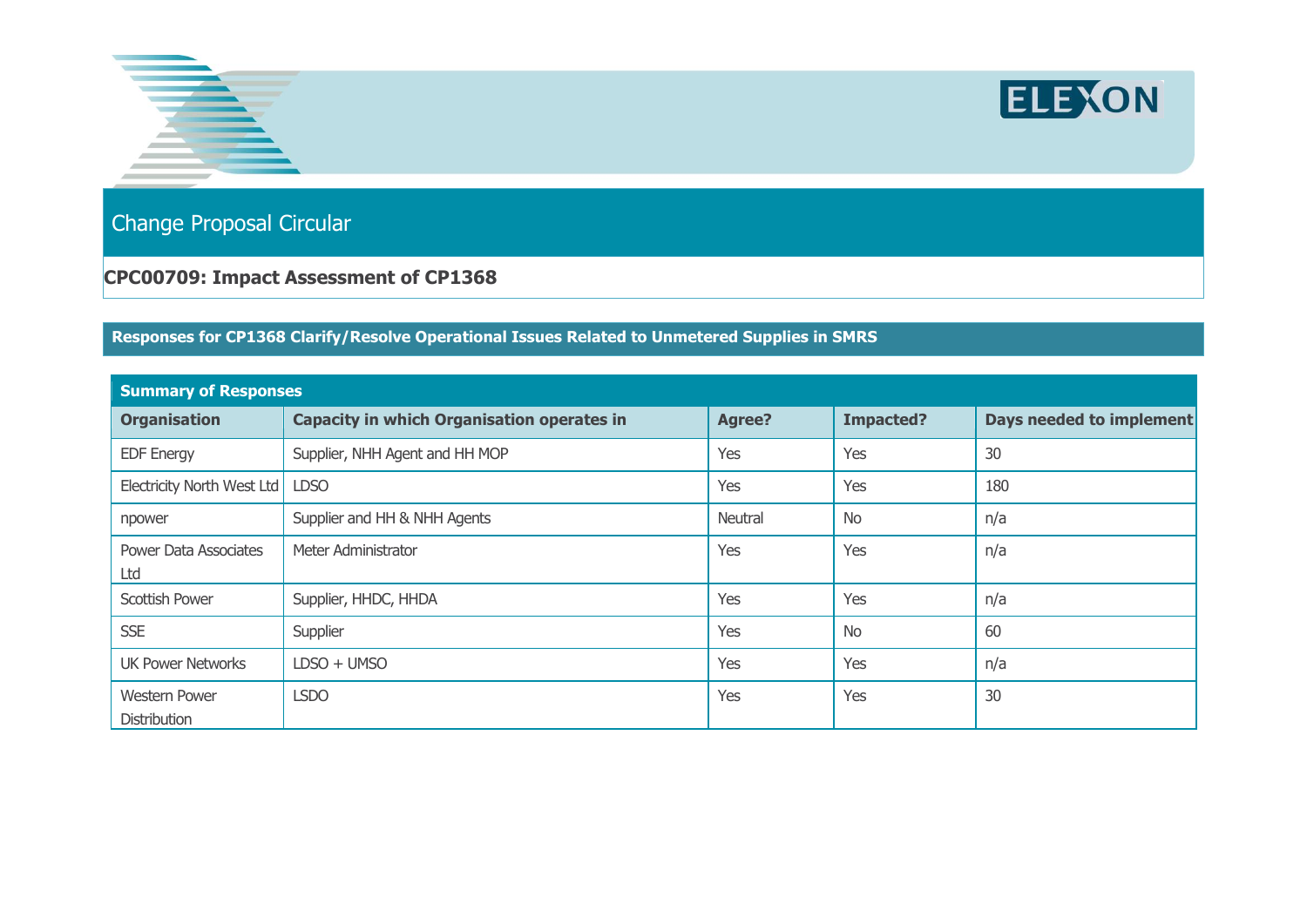# Change Proposal Circular

## CPC00709: Impact Assessment of CP1368

### Responses for CP1368 Clarify/Resolve Operational Issues Related to Unmetered Supplies in SMRS

**Summary of Responses**

| Organisation | Capacity in which Organisation operates in | Agree? | Impacted? | Days needed to implement |
|---|---|---|---|---|
| EDF Energy | Supplier, NHH Agent and HH MOP | Yes | Yes | 30 |
| Electricity North West Ltd | LDSO | Yes | Yes | 180 |
| npower | Supplier and HH & NHH Agents | Neutral | No | n/a |
| Power Data Associates Ltd | Meter Administrator | Yes | Yes | n/a |
| Scottish Power | Supplier, HHDC, HHDA | Yes | Yes | n/a |
| SSE | Supplier | Yes | No | 60 |
| UK Power Networks | LDSO + UMSO | Yes | Yes | n/a |
| Western Power Distribution | LSDO | Yes | Yes | 30 |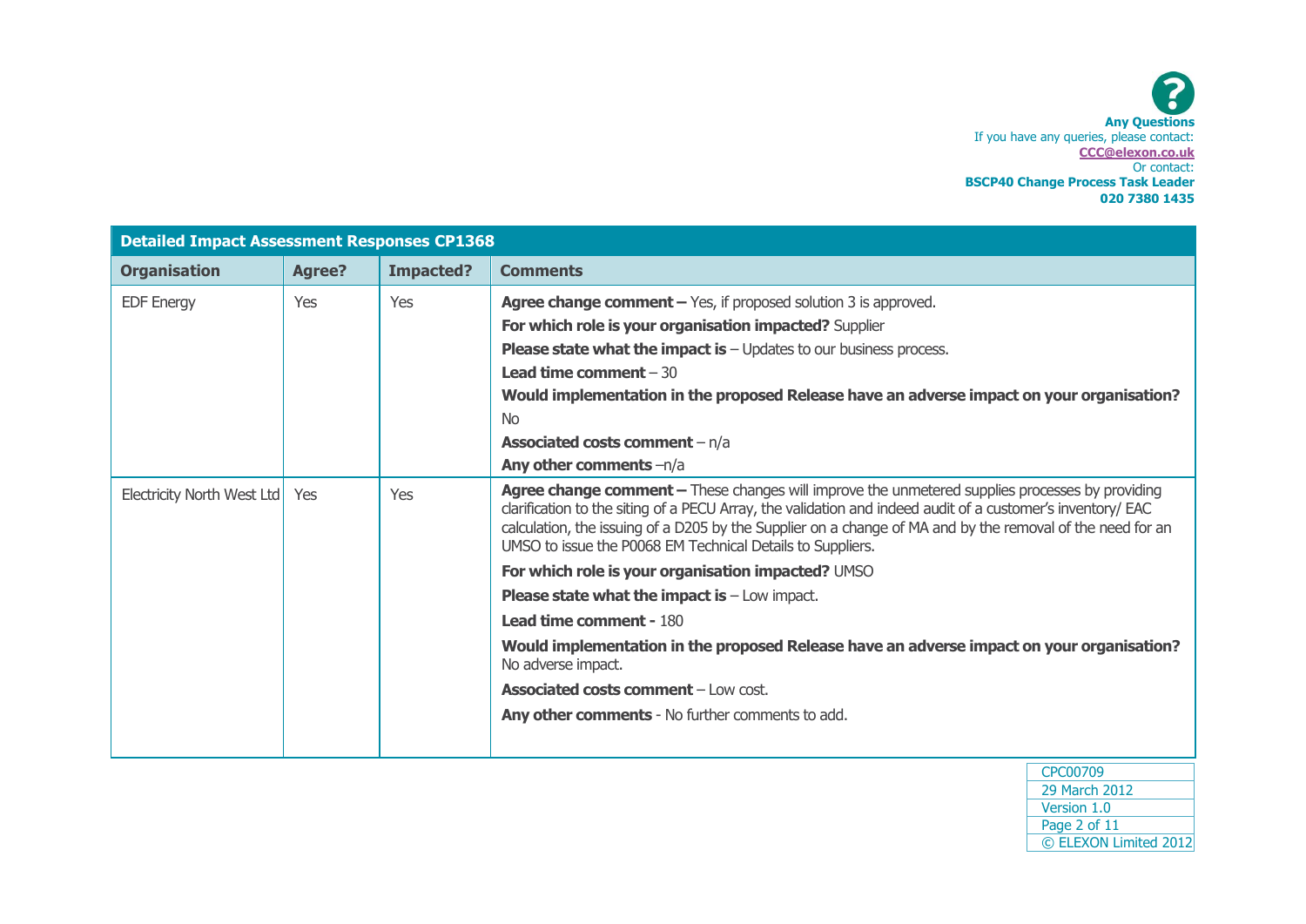**Any Questions**
If you have any queries, please contact:
CCC@elexon.co.uk
Or contact:
**BSCP40 Change Process Task Leader**
**020 7380 1435**

| Detailed Impact Assessment Responses CP1368 | | | |
|---|---|---|---|
| **Organisation** | **Agree?** | **Impacted?** | **Comments** |
| EDF Energy | Yes | Yes | **Agree change comment –** Yes, if proposed solution 3 is approved.<br>**For which role is your organisation impacted?** Supplier<br>**Please state what the impact is** – Updates to our business process.<br>**Lead time comment** – 30<br>**Would implementation in the proposed Release have an adverse impact on your organisation?**<br>No<br>**Associated costs comment** – n/a<br>**Any other comments** –n/a |
| Electricity North West Ltd | Yes | Yes | **Agree change comment –** These changes will improve the unmetered supplies processes by providing clarification to the siting of a PECU Array, the validation and indeed audit of a customer's inventory/ EAC calculation, the issuing of a D205 by the Supplier on a change of MA and by the removal of the need for an UMSO to issue the P0068 EM Technical Details to Suppliers.<br>**For which role is your organisation impacted?** UMSO<br>**Please state what the impact is** – Low impact.<br>**Lead time comment -** 180<br>**Would implementation in the proposed Release have an adverse impact on your organisation?** No adverse impact.<br>**Associated costs comment** – Low cost.<br>**Any other comments** - No further comments to add. |

CPC00709
29 March 2012
Version 1.0
© ELEXON Limited 2012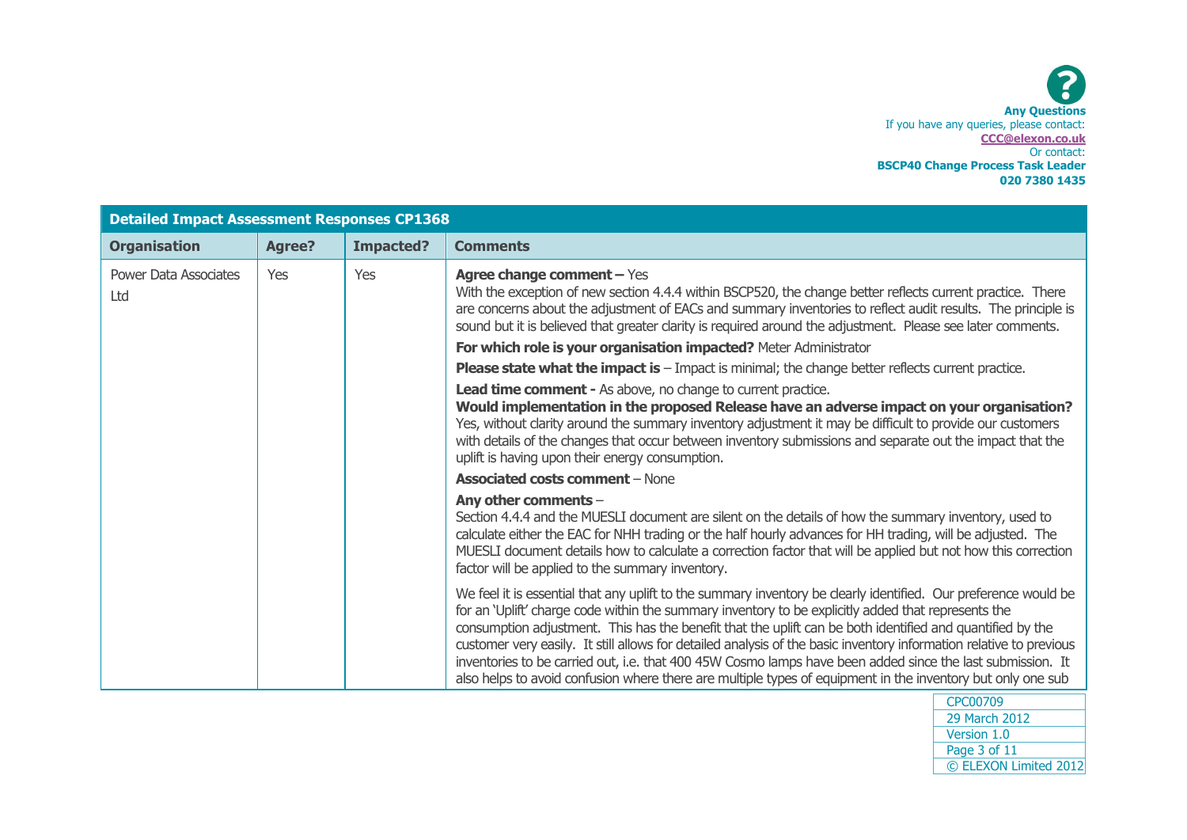**Any Questions**
If you have any queries, please contact:
**CCC@elexon.co.uk**
Or contact:
**BSCP40 Change Process Task Leader**
**020 7380 1435**

| **Detailed Impact Assessment Responses CP1368** | | | |
|---|---|---|---|
| **Organisation** | **Agree?** | **Impacted?** | **Comments** |
| Power Data Associates Ltd | Yes | Yes | **Agree change comment –** Yes<br>With the exception of new section 4.4.4 within BSCP520, the change better reflects current practice. There are concerns about the adjustment of EACs and summary inventories to reflect audit results. The principle is sound but it is believed that greater clarity is required around the adjustment. Please see later comments.<br>**For which role is your organisation impacted?** Meter Administrator<br>**Please state what the impact is** – Impact is minimal; the change better reflects current practice.<br>**Lead time comment -** As above, no change to current practice.<br>**Would implementation in the proposed Release have an adverse impact on your organisation?** Yes, without clarity around the summary inventory adjustment it may be difficult to provide our customers with details of the changes that occur between inventory submissions and separate out the impact that the uplift is having upon their energy consumption.<br>**Associated costs comment** – None<br>**Any other comments** –<br>Section 4.4.4 and the MUESLI document are silent on the details of how the summary inventory, used to calculate either the EAC for NHH trading or the half hourly advances for HH trading, will be adjusted. The MUESLI document details how to calculate a correction factor that will be applied but not how this correction factor will be applied to the summary inventory.<br>We feel it is essential that any uplift to the summary inventory be clearly identified. Our preference would be for an 'Uplift' charge code within the summary inventory to be explicitly added that represents the consumption adjustment. This has the benefit that the uplift can be both identified and quantified by the customer very easily. It still allows for detailed analysis of the basic inventory information relative to previous inventories to be carried out, i.e. that 400 45W Cosmo lamps have been added since the last submission. It also helps to avoid confusion where there are multiple types of equipment in the inventory but only one sub |

CPC00709
29 March 2012
Version 1.0
© ELEXON Limited 2012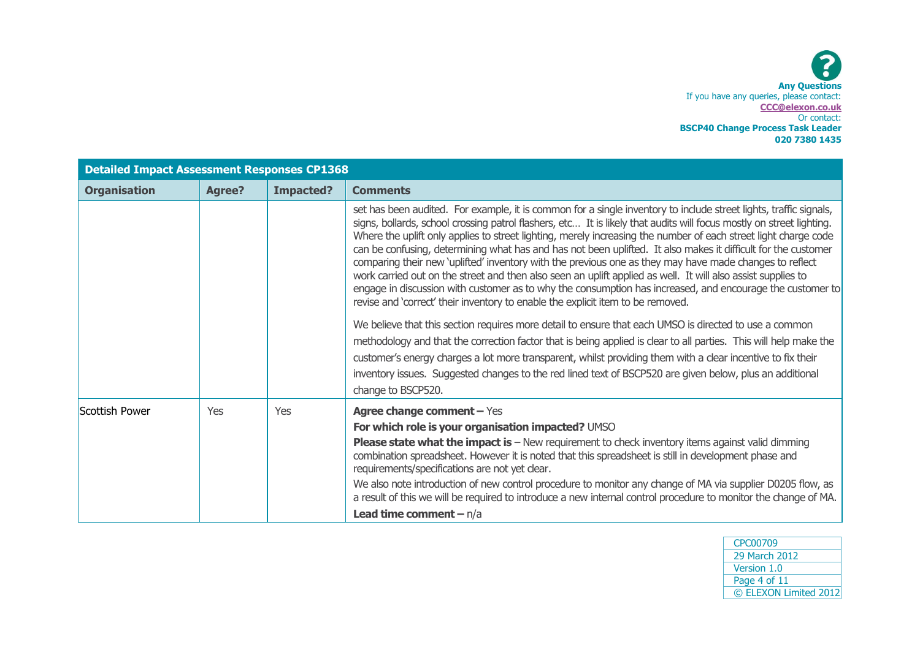**Any Questions**
If you have any queries, please contact:
**CCC@elexon.co.uk**
Or contact:
**BSCP40 Change Process Task Leader**
**020 7380 1435**

| Detailed Impact Assessment Responses CP1368 | | | |
|---|---|---|---|
| **Organisation** | **Agree?** | **Impacted?** | **Comments** |
| | | | set has been audited. For example, it is common for a single inventory to include street lights, traffic signals, signs, bollards, school crossing patrol flashers, etc… It is likely that audits will focus mostly on street lighting. Where the uplift only applies to street lighting, merely increasing the number of each street light charge code can be confusing, determining what has and has not been uplifted. It also makes it difficult for the customer comparing their new 'uplifted' inventory with the previous one as they may have made changes to reflect work carried out on the street and then also seen an uplift applied as well. It will also assist supplies to engage in discussion with customer as to why the consumption has increased, and encourage the customer to revise and 'correct' their inventory to enable the explicit item to be removed.<br><br>We believe that this section requires more detail to ensure that each UMSO is directed to use a common methodology and that the correction factor that is being applied is clear to all parties. This will help make the customer's energy charges a lot more transparent, whilst providing them with a clear incentive to fix their inventory issues. Suggested changes to the red lined text of BSCP520 are given below, plus an additional change to BSCP520. |
| Scottish Power | Yes | Yes | **Agree change comment –** Yes<br>**For which role is your organisation impacted?** UMSO<br>**Please state what the impact is** – New requirement to check inventory items against valid dimming combination spreadsheet. However it is noted that this spreadsheet is still in development phase and requirements/specifications are not yet clear.<br>We also note introduction of new control procedure to monitor any change of MA via supplier D0205 flow, as a result of this we will be required to introduce a new internal control procedure to monitor the change of MA.<br>**Lead time comment –** n/a |

CPC00709
29 March 2012
Version 1.0
© ELEXON Limited 2012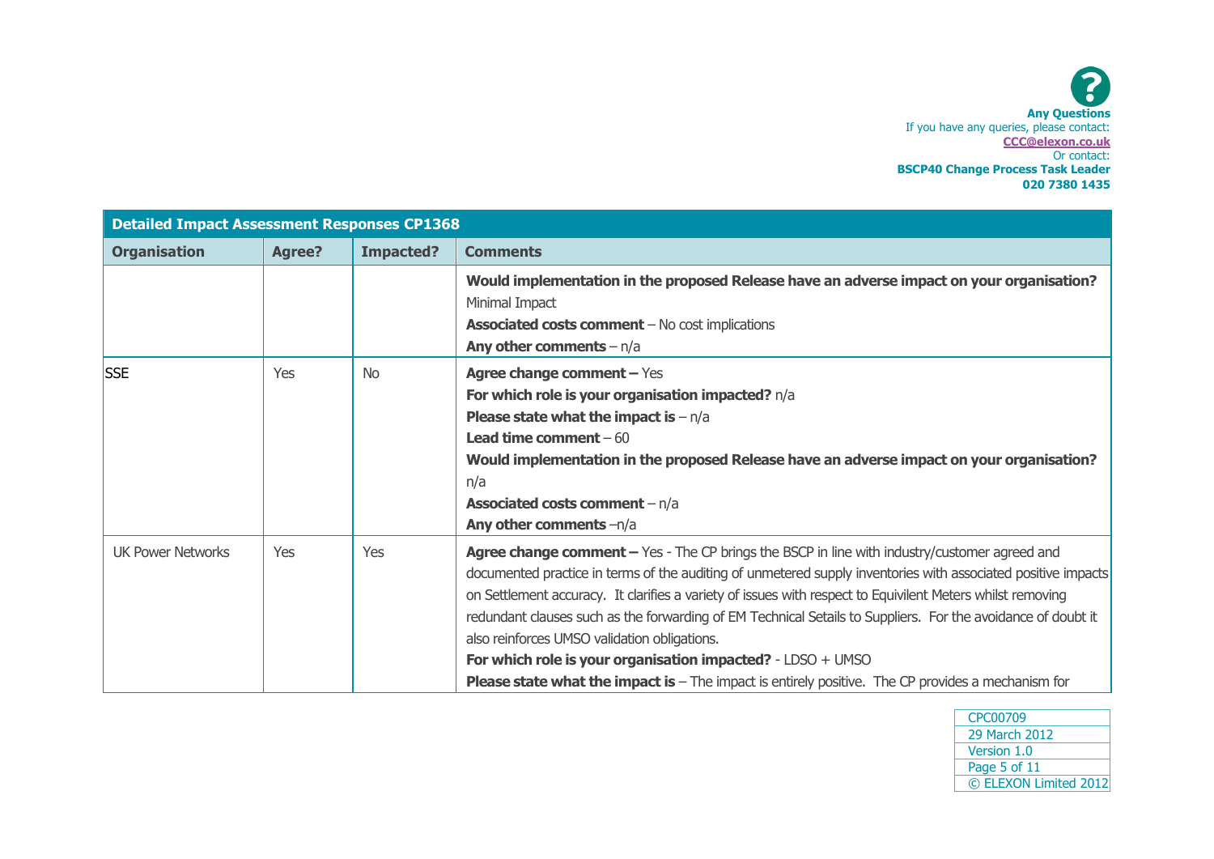**Any Questions**
If you have any queries, please contact:
**CCC@elexon.co.uk**
Or contact:
**BSCP40 Change Process Task Leader**
**020 7380 1435**

| Detailed Impact Assessment Responses CP1368 | | | |
|---|---|---|---|
| **Organisation** | **Agree?** | **Impacted?** | **Comments** |
| | | | **Would implementation in the proposed Release have an adverse impact on your organisation?** Minimal Impact<br>**Associated costs comment** – No cost implications<br>**Any other comments** – n/a |
| SSE | Yes | No | **Agree change comment –** Yes<br>**For which role is your organisation impacted?** n/a<br>**Please state what the impact is** – n/a<br>**Lead time comment** – 60<br>**Would implementation in the proposed Release have an adverse impact on your organisation?** n/a<br>**Associated costs comment** – n/a<br>**Any other comments** –n/a |
| UK Power Networks | Yes | Yes | **Agree change comment –** Yes - The CP brings the BSCP in line with industry/customer agreed and documented practice in terms of the auditing of unmetered supply inventories with associated positive impacts on Settlement accuracy. It clarifies a variety of issues with respect to Equivilent Meters whilst removing redundant clauses such as the forwarding of EM Technical Setails to Suppliers. For the avoidance of doubt it also reinforces UMSO validation obligations.<br>**For which role is your organisation impacted?** - LDSO + UMSO<br>**Please state what the impact is** – The impact is entirely positive. The CP provides a mechanism for |

CPC00709
29 March 2012
Version 1.0
© ELEXON Limited 2012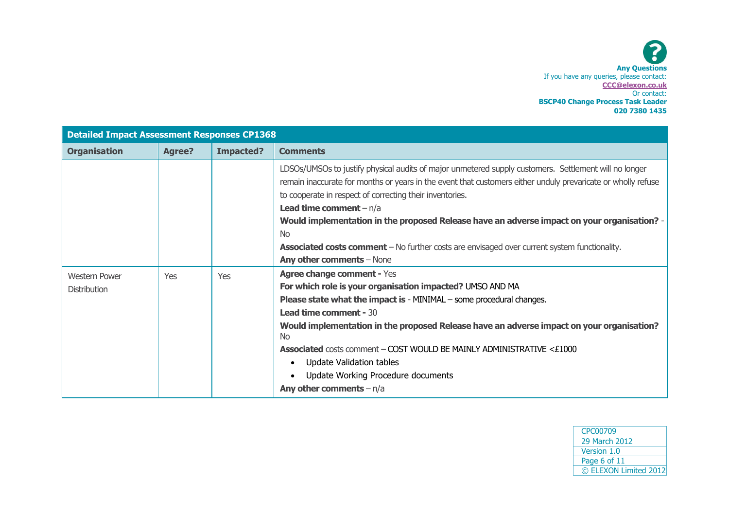Any Questions
If you have any queries, please contact:
CCC@elexon.co.uk
Or contact:
BSCP40 Change Process Task Leader
020 7380 1435

| Detailed Impact Assessment Responses CP1368 | | | |
|---|---|---|---|
| **Organisation** | **Agree?** | **Impacted?** | **Comments** |
| | | | LDSOs/UMSOs to justify physical audits of major unmetered supply customers. Settlement will no longer remain inaccurate for months or years in the event that customers either unduly prevaricate or wholly refuse to cooperate in respect of correcting their inventories.<br>**Lead time comment** – n/a<br>**Would implementation in the proposed Release have an adverse impact on your organisation?** - No<br>**Associated costs comment** – No further costs are envisaged over current system functionality.<br>**Any other comments** – None |
| Western Power Distribution | Yes | Yes | **Agree change comment -** Yes<br>**For which role is your organisation impacted?** UMSO AND MA<br>**Please state what the impact is** - MINIMAL – some procedural changes.<br>**Lead time comment -** 30<br>**Would implementation in the proposed Release have an adverse impact on your organisation?** No<br>**Associated** costs comment – COST WOULD BE MAINLY ADMINISTRATIVE <£1000<br>• Update Validation tables<br>• Update Working Procedure documents<br>**Any other comments** – n/a |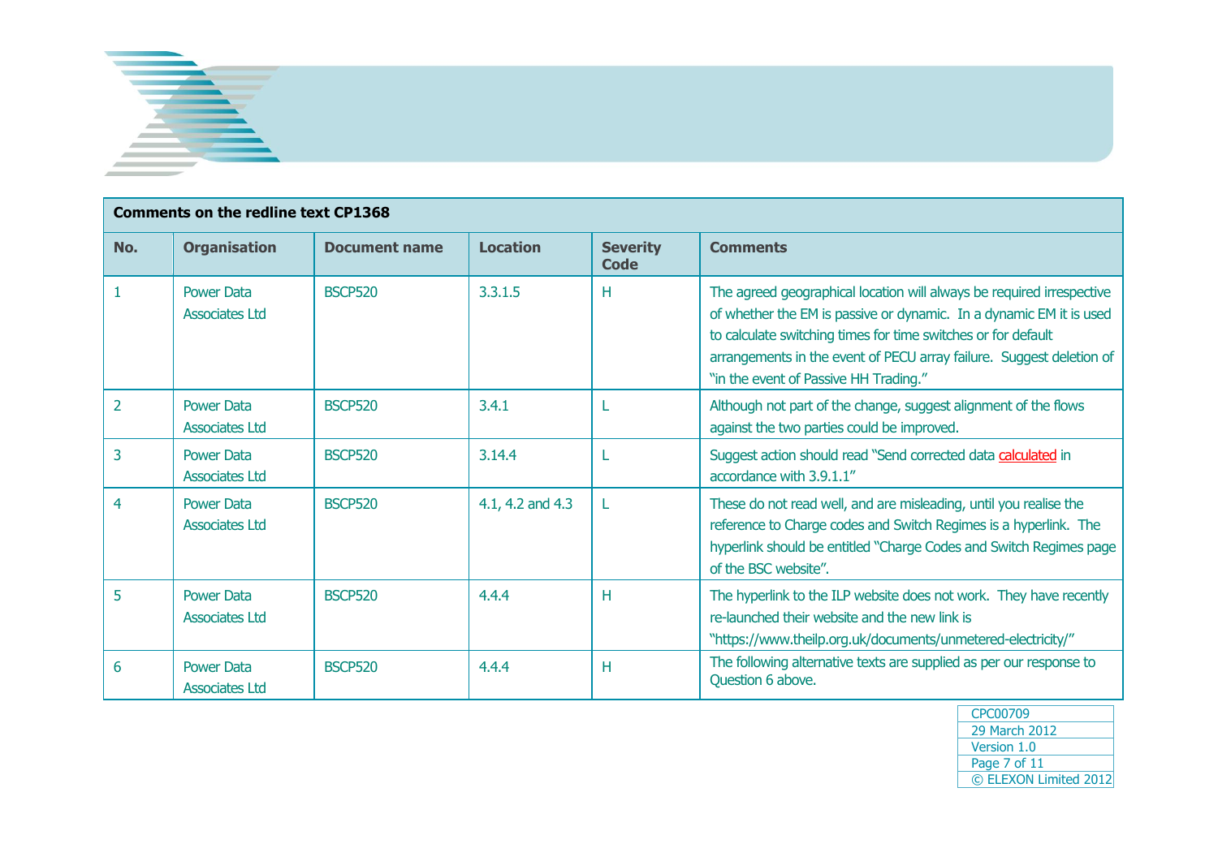| Comments on the redline text CP1368 | | | | | |
|---|---|---|---|---|---|
| **No.** | **Organisation** | **Document name** | **Location** | **Severity Code** | **Comments** |
| 1 | Power Data Associates Ltd | BSCP520 | 3.3.1.5 | H | The agreed geographical location will always be required irrespective of whether the EM is passive or dynamic. In a dynamic EM it is used to calculate switching times for time switches or for default arrangements in the event of PECU array failure. Suggest deletion of "in the event of Passive HH Trading." |
| 2 | Power Data Associates Ltd | BSCP520 | 3.4.1 | L | Although not part of the change, suggest alignment of the flows against the two parties could be improved. |
| 3 | Power Data Associates Ltd | BSCP520 | 3.14.4 | L | Suggest action should read "Send corrected data calculated in accordance with 3.9.1.1" |
| 4 | Power Data Associates Ltd | BSCP520 | 4.1, 4.2 and 4.3 | L | These do not read well, and are misleading, until you realise the reference to Charge codes and Switch Regimes is a hyperlink. The hyperlink should be entitled "Charge Codes and Switch Regimes page of the BSC website". |
| 5 | Power Data Associates Ltd | BSCP520 | 4.4.4 | H | The hyperlink to the ILP website does not work. They have recently re-launched their website and the new link is "https://www.theilp.org.uk/documents/unmetered-electricity/" |
| 6 | Power Data Associates Ltd | BSCP520 | 4.4.4 | H | The following alternative texts are supplied as per our response to Question 6 above. |

CPC00709
29 March 2012
Version 1.0
© ELEXON Limited 2012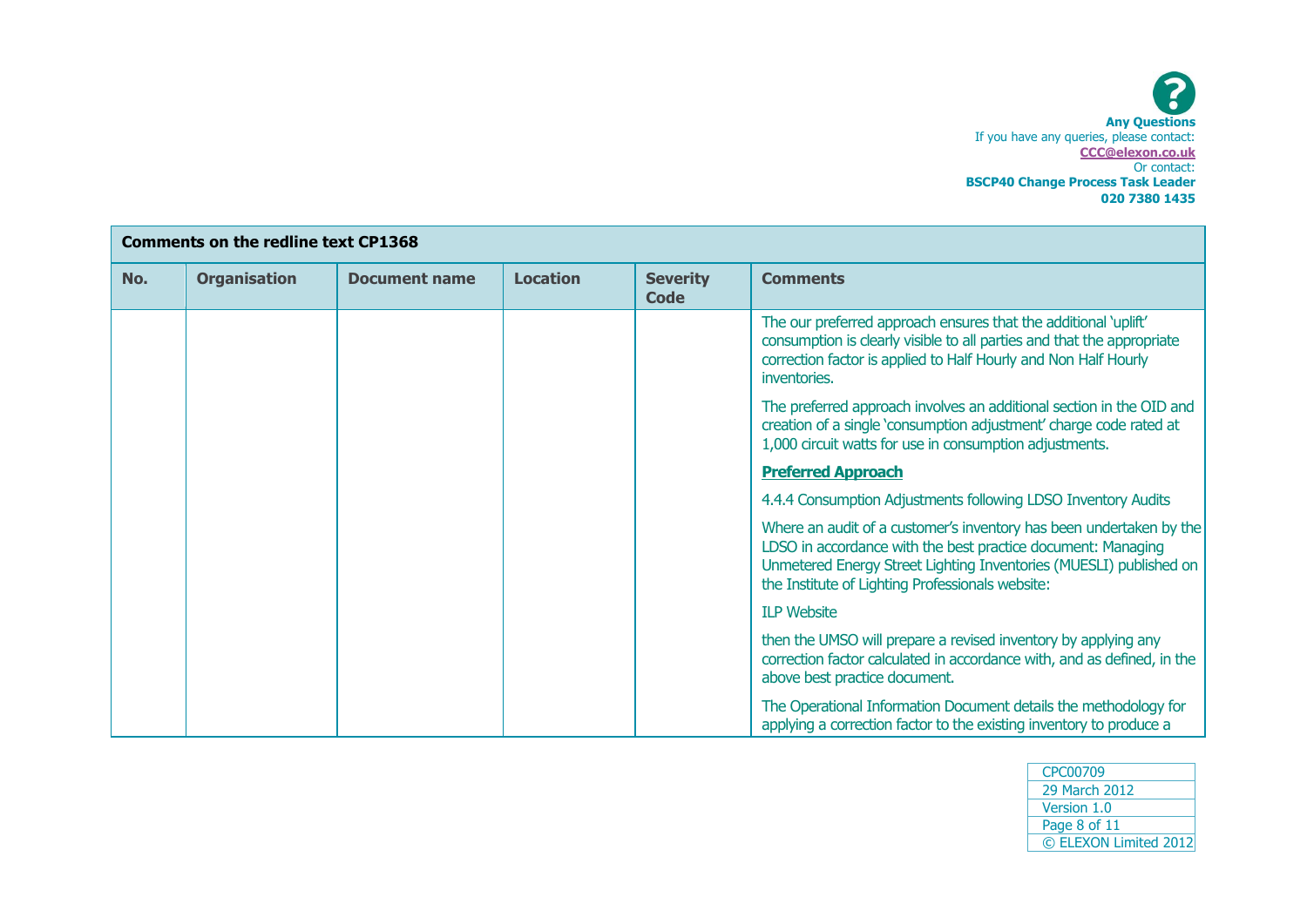**Any Questions**
If you have any queries, please contact:
CCC@elexon.co.uk
Or contact:
**BSCP40 Change Process Task Leader**
**020 7380 1435**

| **Comments on the redline text CP1368** | | | | | |
|---|---|---|---|---|---|
| **No.** | **Organisation** | **Document name** | **Location** | **Severity Code** | **Comments** |
| | | | | | The our preferred approach ensures that the additional 'uplift' consumption is clearly visible to all parties and that the appropriate correction factor is applied to Half Hourly and Non Half Hourly inventories.<br><br>The preferred approach involves an additional section in the OID and creation of a single 'consumption adjustment' charge code rated at 1,000 circuit watts for use in consumption adjustments.<br><br>**Preferred Approach**<br><br>4.4.4 Consumption Adjustments following LDSO Inventory Audits<br><br>Where an audit of a customer's inventory has been undertaken by the LDSO in accordance with the best practice document: Managing Unmetered Energy Street Lighting Inventories (MUESLI) published on the Institute of Lighting Professionals website:<br><br>ILP Website<br><br>then the UMSO will prepare a revised inventory by applying any correction factor calculated in accordance with, and as defined, in the above best practice document.<br><br>The Operational Information Document details the methodology for applying a correction factor to the existing inventory to produce a |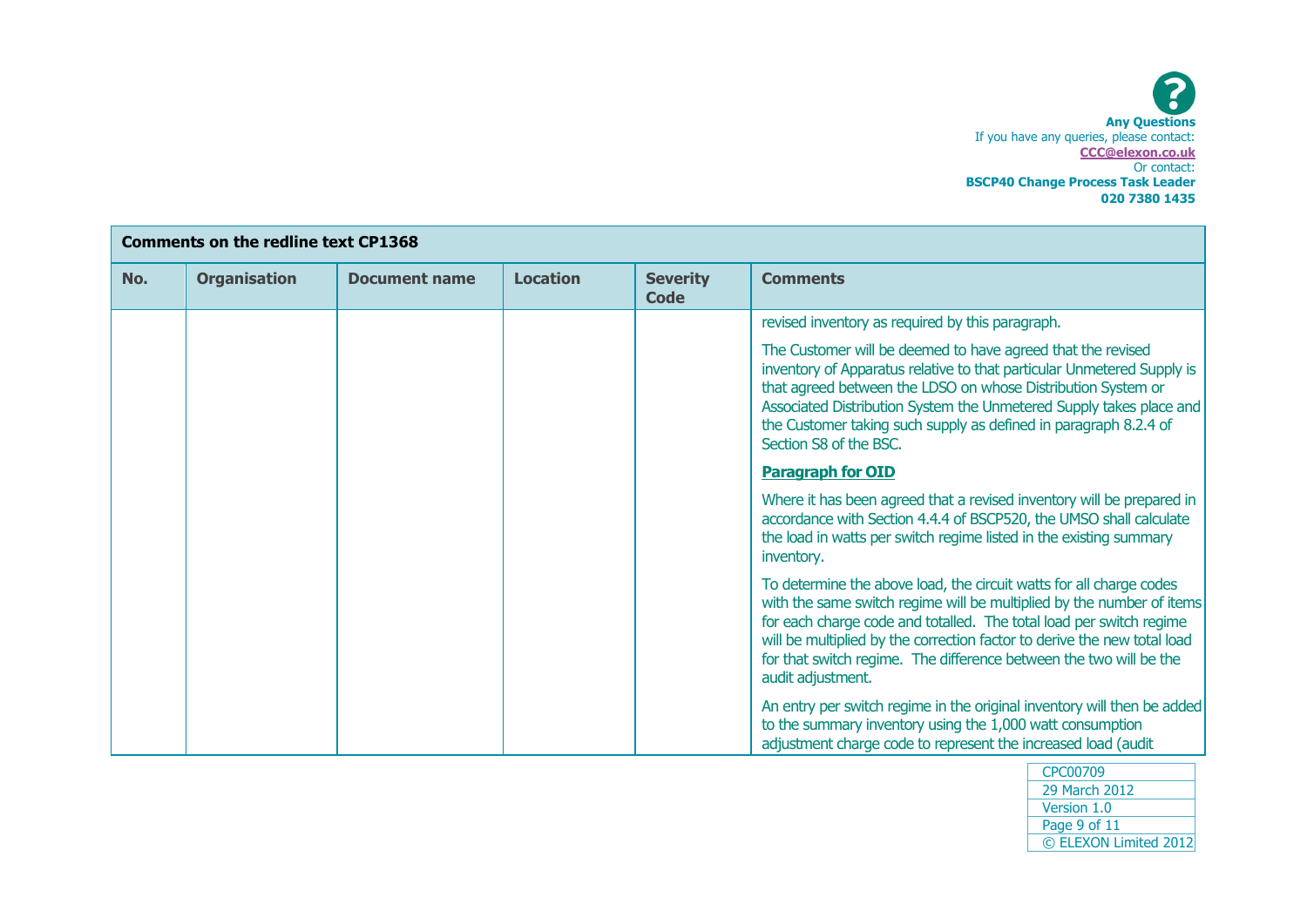**Any Questions**
If you have any queries, please contact:
**CCC@elexon.co.uk**
Or contact:
**BSCP40 Change Process Task Leader**
**020 7380 1435**

| Comments on the redline text CP1368 | | | | | |
|---|---|---|---|---|---|
| **No.** | **Organisation** | **Document name** | **Location** | **Severity Code** | **Comments** |
| | | | | | revised inventory as required by this paragraph.<br><br>The Customer will be deemed to have agreed that the revised inventory of Apparatus relative to that particular Unmetered Supply is that agreed between the LDSO on whose Distribution System or Associated Distribution System the Unmetered Supply takes place and the Customer taking such supply as defined in paragraph 8.2.4 of Section S8 of the BSC.<br><br>**Paragraph for OID**<br><br>Where it has been agreed that a revised inventory will be prepared in accordance with Section 4.4.4 of BSCP520, the UMSO shall calculate the load in watts per switch regime listed in the existing summary inventory.<br><br>To determine the above load, the circuit watts for all charge codes with the same switch regime will be multiplied by the number of items for each charge code and totalled. The total load per switch regime will be multiplied by the correction factor to derive the new total load for that switch regime. The difference between the two will be the audit adjustment.<br><br>An entry per switch regime in the original inventory will then be added to the summary inventory using the 1,000 watt consumption adjustment charge code to represent the increased load (audit |

CPC00709
29 March 2012
Version 1.0
© ELEXON Limited 2012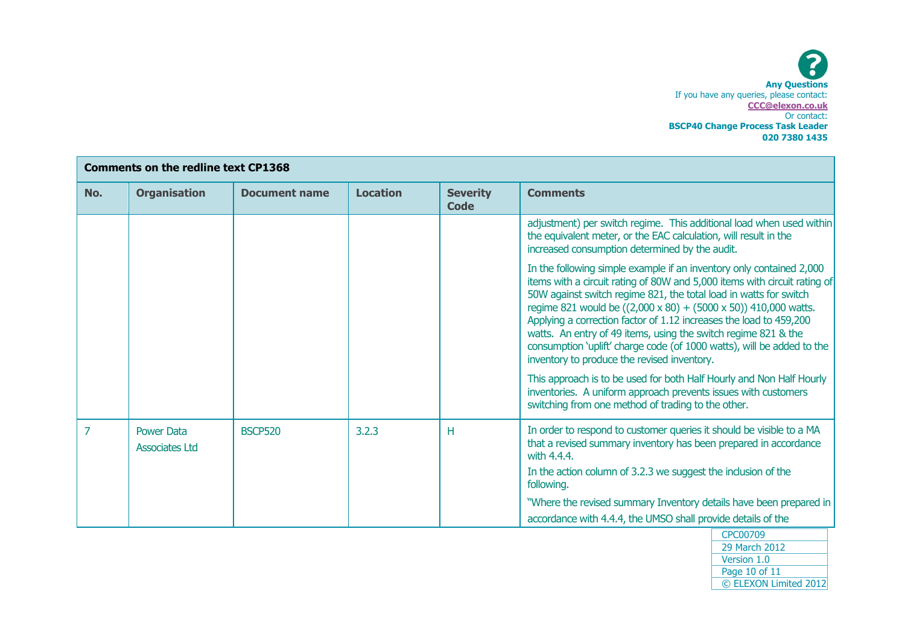**Any Questions**
If you have any queries, please contact:
CCC@elexon.co.uk
Or contact:
**BSCP40 Change Process Task Leader**
**020 7380 1435**

| **Comments on the redline text CP1368** | | | | | |
|---|---|---|---|---|---|
| **No.** | **Organisation** | **Document name** | **Location** | **Severity Code** | **Comments** |
| | | | | | adjustment) per switch regime. This additional load when used within the equivalent meter, or the EAC calculation, will result in the increased consumption determined by the audit.<br><br>In the following simple example if an inventory only contained 2,000 items with a circuit rating of 80W and 5,000 items with circuit rating of 50W against switch regime 821, the total load in watts for switch regime 821 would be ((2,000 x 80) + (5000 x 50)) 410,000 watts. Applying a correction factor of 1.12 increases the load to 459,200 watts. An entry of 49 items, using the switch regime 821 & the consumption 'uplift' charge code (of 1000 watts), will be added to the inventory to produce the revised inventory.<br><br>This approach is to be used for both Half Hourly and Non Half Hourly inventories. A uniform approach prevents issues with customers switching from one method of trading to the other. |
| 7 | Power Data Associates Ltd | BSCP520 | 3.2.3 | H | In order to respond to customer queries it should be visible to a MA that a revised summary inventory has been prepared in accordance with 4.4.4.<br><br>In the action column of 3.2.3 we suggest the inclusion of the following.<br><br>"Where the revised summary Inventory details have been prepared in accordance with 4.4.4, the UMSO shall provide details of the |

CPC00709
29 March 2012
Version 1.0
© ELEXON Limited 2012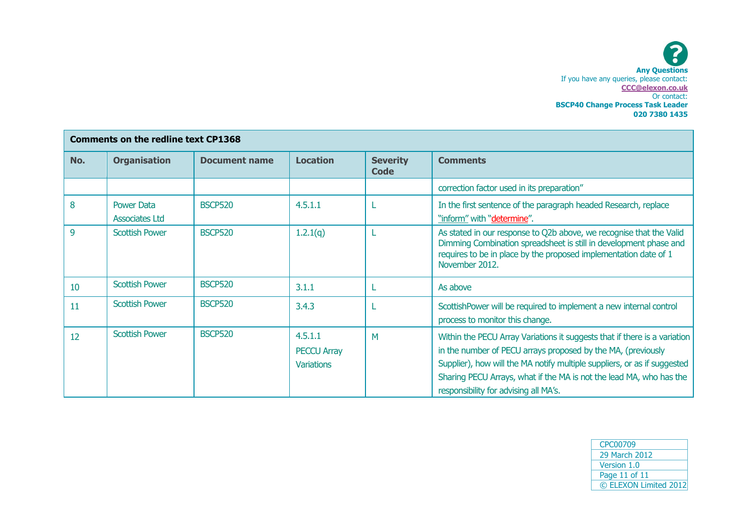**Any Questions**

If you have any queries, please contact:

CCC@elexon.co.uk

Or contact:

**BSCP40 Change Process Task Leader**

**020 7380 1435**

| **Comments on the redline text CP1368** | | | | | |
|---|---|---|---|---|---|
| **No.** | **Organisation** | **Document name** | **Location** | **Severity Code** | **Comments** |
| | | | | | correction factor used in its preparation" |
| 8 | Power Data Associates Ltd | BSCP520 | 4.5.1.1 | L | In the first sentence of the paragraph headed Research, replace "inform" with "determine". |
| 9 | Scottish Power | BSCP520 | 1.2.1(q) | L | As stated in our response to Q2b above, we recognise that the Valid Dimming Combination spreadsheet is still in development phase and requires to be in place by the proposed implementation date of 1 November 2012. |
| 10 | Scottish Power | BSCP520 | 3.1.1 | L | As above |
| 11 | Scottish Power | BSCP520 | 3.4.3 | L | ScottishPower will be required to implement a new internal control process to monitor this change. |
| 12 | Scottish Power | BSCP520 | 4.5.1.1 PECCU Array Variations | M | Within the PECU Array Variations it suggests that if there is a variation in the number of PECU arrays proposed by the MA, (previously Supplier), how will the MA notify multiple suppliers, or as if suggested Sharing PECU Arrays, what if the MA is not the lead MA, who has the responsibility for advising all MA's. |

CPC00709

29 March 2012

Version 1.0

© ELEXON Limited 2012